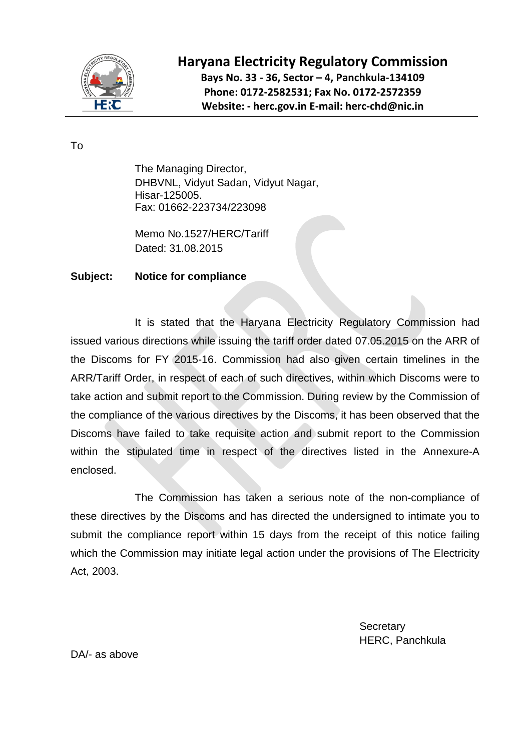# Haryana Electricity Regulatory Commission

**Bays No. 33 - 36, Sector – 4, Panchkula-134109**
**Phone: 0172-2582531; Fax No. 0172-2572359**
**Website: - herc.gov.in E-mail: herc-chd@nic.in**

---

To

The Managing Director,
DHBVNL, Vidyut Sadan, Vidyut Nagar,
Hisar-125005.
Fax: 01662-223734/223098

Memo No.1527/HERC/Tariff
Dated: 31.08.2015

**Subject: Notice for compliance**

It is stated that the Haryana Electricity Regulatory Commission had issued various directions while issuing the tariff order dated 07.05.2015 on the ARR of the Discoms for FY 2015-16. Commission had also given certain timelines in the ARR/Tariff Order, in respect of each of such directives, within which Discoms were to take action and submit report to the Commission. During review by the Commission of the compliance of the various directives by the Discoms, it has been observed that the Discoms have failed to take requisite action and submit report to the Commission within the stipulated time in respect of the directives listed in the Annexure-A enclosed.

The Commission has taken a serious note of the non-compliance of these directives by the Discoms and has directed the undersigned to intimate you to submit the compliance report within 15 days from the receipt of this notice failing which the Commission may initiate legal action under the provisions of The Electricity Act, 2003.

Secretary
HERC, Panchkula

DA/- as above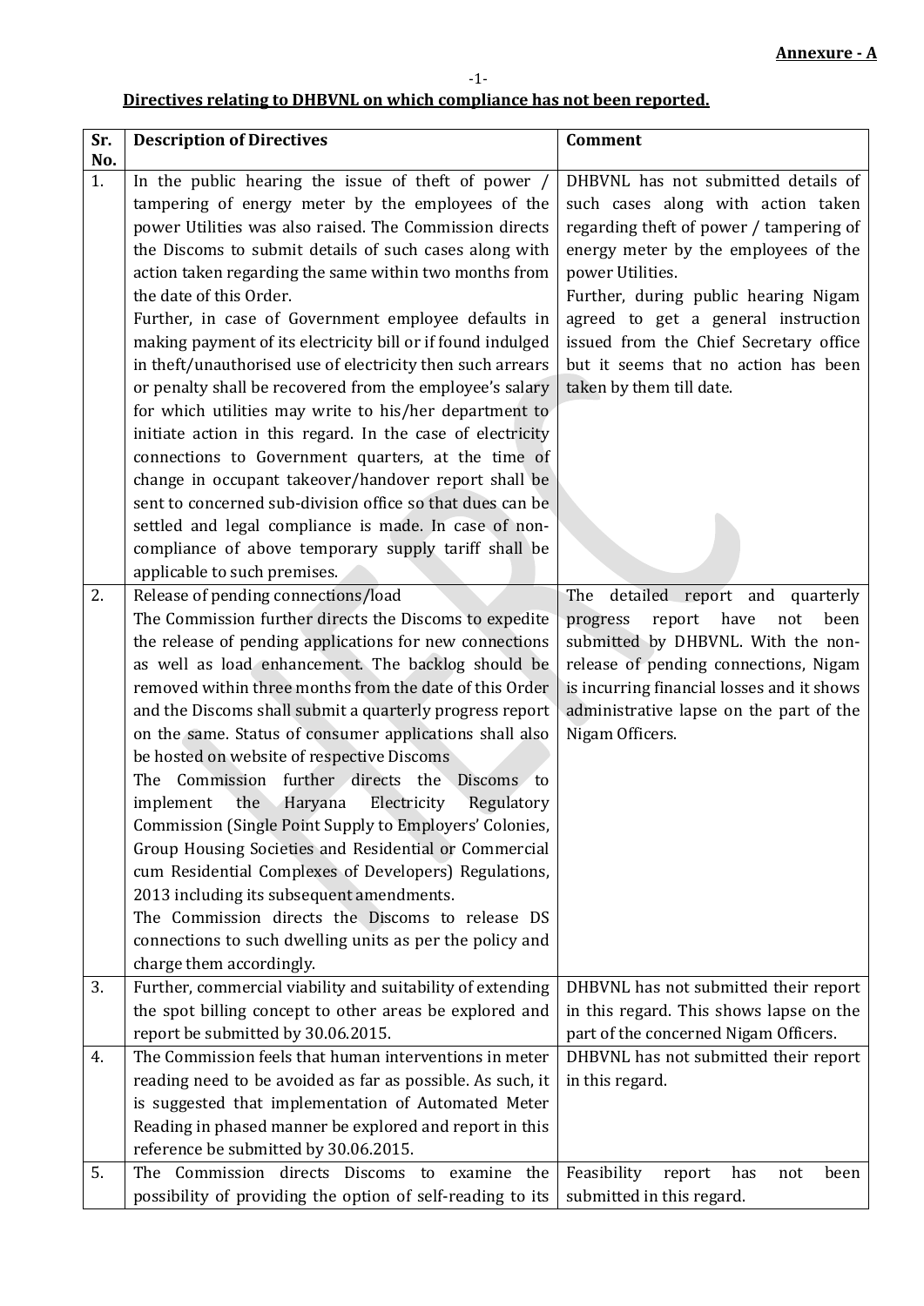**Annexure - A**

**Directives relating to DHBVNL on which compliance has not been reported.**

| Sr. No. | Description of Directives | Comment |
|---|---|---|
| 1. | In the public hearing the issue of theft of power / tampering of energy meter by the employees of the power Utilities was also raised. The Commission directs the Discoms to submit details of such cases along with action taken regarding the same within two months from the date of this Order.<br>Further, in case of Government employee defaults in making payment of its electricity bill or if found indulged in theft/unauthorised use of electricity then such arrears or penalty shall be recovered from the employee's salary for which utilities may write to his/her department to initiate action in this regard. In the case of electricity connections to Government quarters, at the time of change in occupant takeover/handover report shall be sent to concerned sub-division office so that dues can be settled and legal compliance is made. In case of non-compliance of above temporary supply tariff shall be applicable to such premises. | DHBVNL has not submitted details of such cases along with action taken regarding theft of power / tampering of energy meter by the employees of the power Utilities.<br>Further, during public hearing Nigam agreed to get a general instruction issued from the Chief Secretary office but it seems that no action has been taken by them till date. |
| 2. | Release of pending connections/load<br>The Commission further directs the Discoms to expedite the release of pending applications for new connections as well as load enhancement. The backlog should be removed within three months from the date of this Order and the Discoms shall submit a quarterly progress report on the same. Status of consumer applications shall also be hosted on website of respective Discoms<br>The Commission further directs the Discoms to implement the Haryana Electricity Regulatory Commission (Single Point Supply to Employers' Colonies, Group Housing Societies and Residential or Commercial cum Residential Complexes of Developers) Regulations, 2013 including its subsequent amendments.<br>The Commission directs the Discoms to release DS connections to such dwelling units as per the policy and charge them accordingly. | The detailed report and quarterly progress report have not been submitted by DHBVNL. With the non-release of pending connections, Nigam is incurring financial losses and it shows administrative lapse on the part of the Nigam Officers. |
| 3. | Further, commercial viability and suitability of extending the spot billing concept to other areas be explored and report be submitted by 30.06.2015. | DHBVNL has not submitted their report in this regard. This shows lapse on the part of the concerned Nigam Officers. |
| 4. | The Commission feels that human interventions in meter reading need to be avoided as far as possible. As such, it is suggested that implementation of Automated Meter Reading in phased manner be explored and report in this reference be submitted by 30.06.2015. | DHBVNL has not submitted their report in this regard. |
| 5. | The Commission directs Discoms to examine the possibility of providing the option of self-reading to its | Feasibility report has not been submitted in this regard. |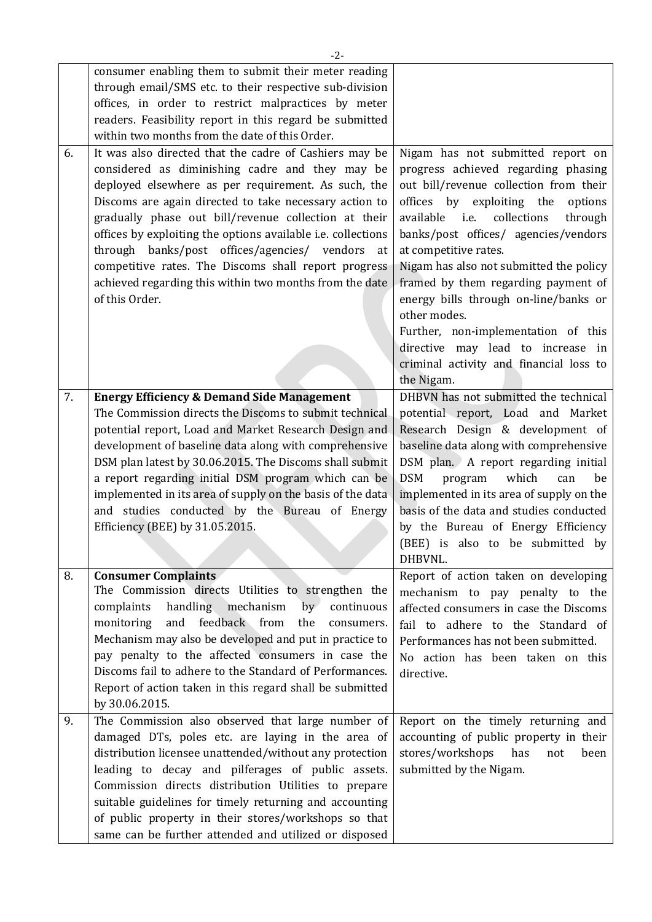| | | |
|---|---|---|
| | consumer enabling them to submit their meter reading through email/SMS etc. to their respective sub-division offices, in order to restrict malpractices by meter readers. Feasibility report in this regard be submitted within two months from the date of this Order. | |
| 6. | It was also directed that the cadre of Cashiers may be considered as diminishing cadre and they may be deployed elsewhere as per requirement. As such, the Discoms are again directed to take necessary action to gradually phase out bill/revenue collection at their offices by exploiting the options available i.e. collections through banks/post offices/agencies/ vendors at competitive rates. The Discoms shall report progress achieved regarding this within two months from the date of this Order. | Nigam has not submitted report on progress achieved regarding phasing out bill/revenue collection from their offices by exploiting the options available i.e. collections through banks/post offices/ agencies/vendors at competitive rates.<br>Nigam has also not submitted the policy framed by them regarding payment of energy bills through on-line/banks or other modes.<br>Further, non-implementation of this directive may lead to increase in criminal activity and financial loss to the Nigam. |
| 7. | **Energy Efficiency & Demand Side Management**<br>The Commission directs the Discoms to submit technical potential report, Load and Market Research Design and development of baseline data along with comprehensive DSM plan latest by 30.06.2015. The Discoms shall submit a report regarding initial DSM program which can be implemented in its area of supply on the basis of the data and studies conducted by the Bureau of Energy Efficiency (BEE) by 31.05.2015. | DHBVN has not submitted the technical potential report, Load and Market Research Design & development of baseline data along with comprehensive DSM plan. A report regarding initial DSM program which can be implemented in its area of supply on the basis of the data and studies conducted by the Bureau of Energy Efficiency (BEE) is also to be submitted by DHBVNL. |
| 8. | **Consumer Complaints**<br>The Commission directs Utilities to strengthen the complaints handling mechanism by continuous monitoring and feedback from the consumers. Mechanism may also be developed and put in practice to pay penalty to the affected consumers in case the Discoms fail to adhere to the Standard of Performances. Report of action taken in this regard shall be submitted by 30.06.2015. | Report of action taken on developing mechanism to pay penalty to the affected consumers in case the Discoms fail to adhere to the Standard of Performances has not been submitted.<br>No action has been taken on this directive. |
| 9. | The Commission also observed that large number of damaged DTs, poles etc. are laying in the area of distribution licensee unattended/without any protection leading to decay and pilferages of public assets. Commission directs distribution Utilities to prepare suitable guidelines for timely returning and accounting of public property in their stores/workshops so that same can be further attended and utilized or disposed | Report on the timely returning and accounting of public property in their stores/workshops has not been submitted by the Nigam. |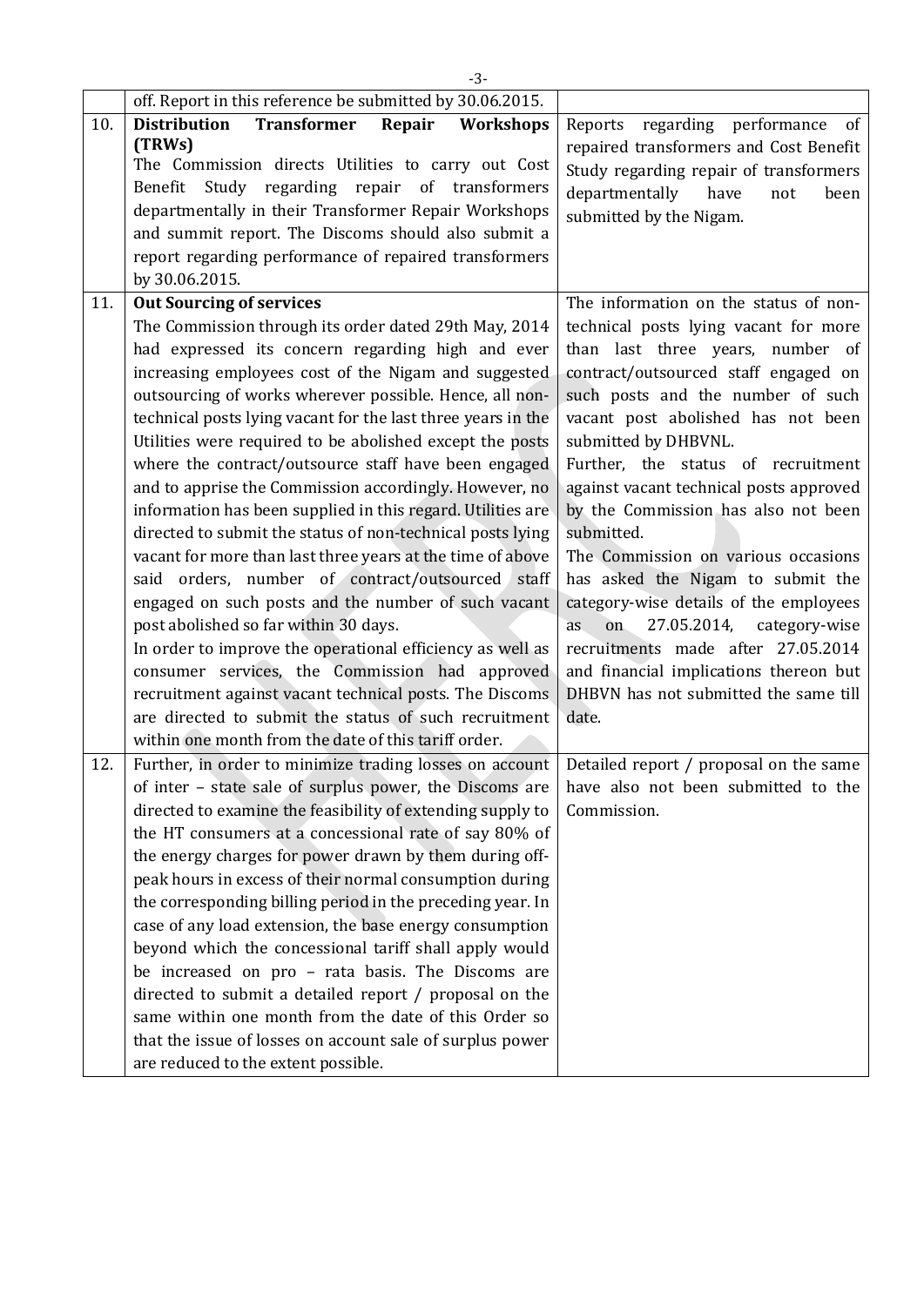| | | |
|---|---|---|
| | off. Report in this reference be submitted by 30.06.2015. | |
| 10. | **Distribution Transformer Repair Workshops (TRWs)**<br>The Commission directs Utilities to carry out Cost Benefit Study regarding repair of transformers departmentally in their Transformer Repair Workshops and summit report. The Discoms should also submit a report regarding performance of repaired transformers by 30.06.2015. | Reports regarding performance of repaired transformers and Cost Benefit Study regarding repair of transformers departmentally have not been submitted by the Nigam. |
| 11. | **Out Sourcing of services**<br>The Commission through its order dated 29th May, 2014 had expressed its concern regarding high and ever increasing employees cost of the Nigam and suggested outsourcing of works wherever possible. Hence, all non-technical posts lying vacant for the last three years in the Utilities were required to be abolished except the posts where the contract/outsource staff have been engaged and to apprise the Commission accordingly. However, no information has been supplied in this regard. Utilities are directed to submit the status of non-technical posts lying vacant for more than last three years at the time of above said orders, number of contract/outsourced staff engaged on such posts and the number of such vacant post abolished so far within 30 days.<br>In order to improve the operational efficiency as well as consumer services, the Commission had approved recruitment against vacant technical posts. The Discoms are directed to submit the status of such recruitment within one month from the date of this tariff order. | The information on the status of non-technical posts lying vacant for more than last three years, number of contract/outsourced staff engaged on such posts and the number of such vacant post abolished has not been submitted by DHBVNL.<br>Further, the status of recruitment against vacant technical posts approved by the Commission has also not been submitted.<br>The Commission on various occasions has asked the Nigam to submit the category-wise details of the employees as on 27.05.2014, category-wise recruitments made after 27.05.2014 and financial implications thereon but DHBVN has not submitted the same till date. |
| 12. | Further, in order to minimize trading losses on account of inter – state sale of surplus power, the Discoms are directed to examine the feasibility of extending supply to the HT consumers at a concessional rate of say 80% of the energy charges for power drawn by them during off-peak hours in excess of their normal consumption during the corresponding billing period in the preceding year. In case of any load extension, the base energy consumption beyond which the concessional tariff shall apply would be increased on pro – rata basis. The Discoms are directed to submit a detailed report / proposal on the same within one month from the date of this Order so that the issue of losses on account sale of surplus power are reduced to the extent possible. | Detailed report / proposal on the same have also not been submitted to the Commission. |